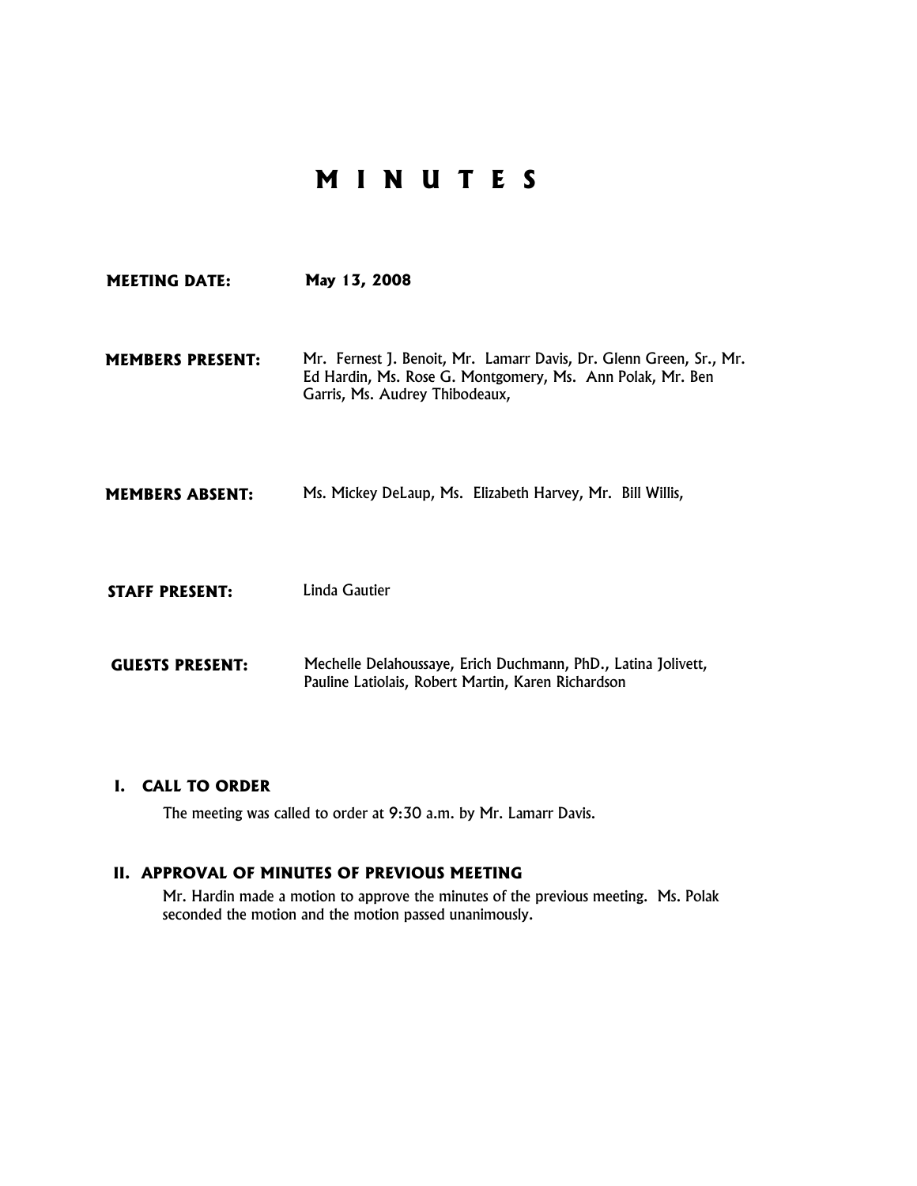# M I N U T E S

**MEETING DATE:** May 13, 2008

**MEMBERS PRESENT:** Mr. Fernest J. Benoit, Mr. Lamarr Davis, Dr. Glenn Green, Sr., Mr. Ed Hardin, Ms. Rose G. Montgomery, Ms. Ann Polak, Mr. Ben Garris, Ms. Audrey Thibodeaux,

**MEMBERS ABSENT:** Ms. Mickey DeLaup, Ms. Elizabeth Harvey, Mr. Bill Willis,

**STAFF PRESENT:** Linda Gautier

**GUESTS PRESENT:** Mechelle Delahoussaye, Erich Duchmann, PhD., Latina Jolivett, Pauline Latiolais, Robert Martin, Karen Richardson

## I. CALL TO ORDER

The meeting was called to order at 9:30 a.m. by Mr. Lamarr Davis.

## II. APPROVAL OF MINUTES OF PREVIOUS MEETING

Mr. Hardin made a motion to approve the minutes of the previous meeting. Ms. Polak seconded the motion and the motion passed unanimously.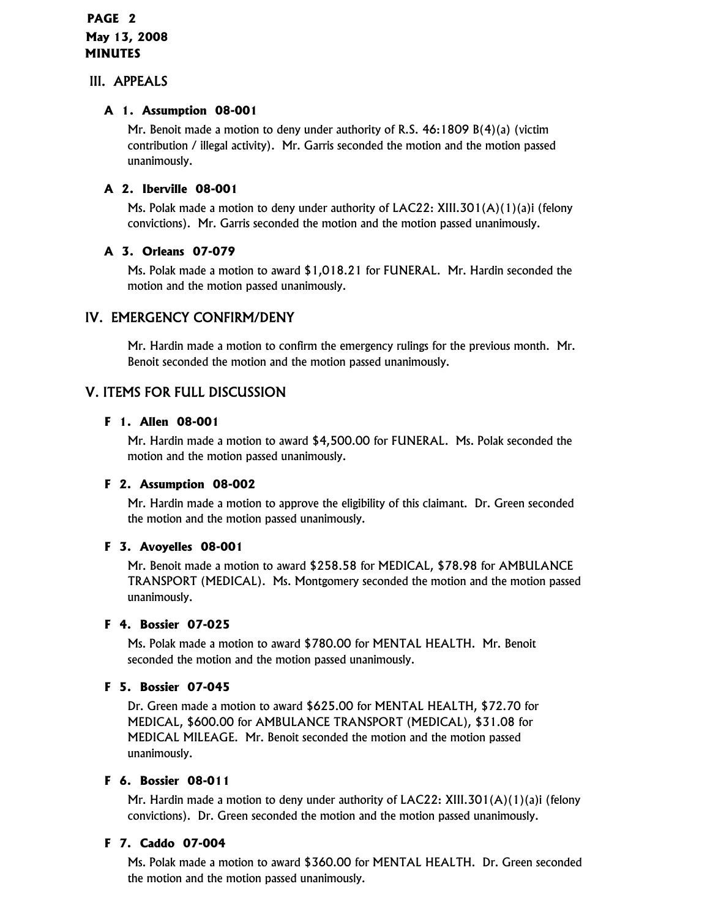## III. APPEALS

### A 1. Assumption 08-001

Mr. Benoit made a motion to deny under authority of R.S. 46:1809 B(4)(a) (victim contribution / illegal activity). Mr. Garris seconded the motion and the motion passed unanimously.

### A 2. Iberville 08-001

Ms. Polak made a motion to deny under authority of LAC22: XIII.301(A)(1)(a)i (felony convictions). Mr. Garris seconded the motion and the motion passed unanimously.

### A 3. Orleans 07-079

Ms. Polak made a motion to award $1,018.21 for FUNERAL. Mr. Hardin seconded the motion and the motion passed unanimously.

## IV. EMERGENCY CONFIRM/DENY

Mr. Hardin made a motion to confirm the emergency rulings for the previous month. Mr. Benoit seconded the motion and the motion passed unanimously.

## V. ITEMS FOR FULL DISCUSSION

### F 1. Allen 08-001

Mr. Hardin made a motion to award $4,500.00 for FUNERAL. Ms. Polak seconded the motion and the motion passed unanimously.

### F 2. Assumption 08-002

Mr. Hardin made a motion to approve the eligibility of this claimant. Dr. Green seconded the motion and the motion passed unanimously.

### F 3. Avoyelles 08-001

Mr. Benoit made a motion to award $258.58 for MEDICAL, $78.98 for AMBULANCE TRANSPORT (MEDICAL). Ms. Montgomery seconded the motion and the motion passed unanimously.

### F 4. Bossier 07-025

Ms. Polak made a motion to award $780.00 for MENTAL HEALTH. Mr. Benoit seconded the motion and the motion passed unanimously.

### F 5. Bossier 07-045

Dr. Green made a motion to award $625.00 for MENTAL HEALTH, $72.70 for MEDICAL, $600.00 for AMBULANCE TRANSPORT (MEDICAL), $31.08 for MEDICAL MILEAGE. Mr. Benoit seconded the motion and the motion passed unanimously.

### F 6. Bossier 08-011

Mr. Hardin made a motion to deny under authority of LAC22: XIII.301(A)(1)(a)i (felony convictions). Dr. Green seconded the motion and the motion passed unanimously.

### F 7. Caddo 07-004

Ms. Polak made a motion to award $360.00 for MENTAL HEALTH. Dr. Green seconded the motion and the motion passed unanimously.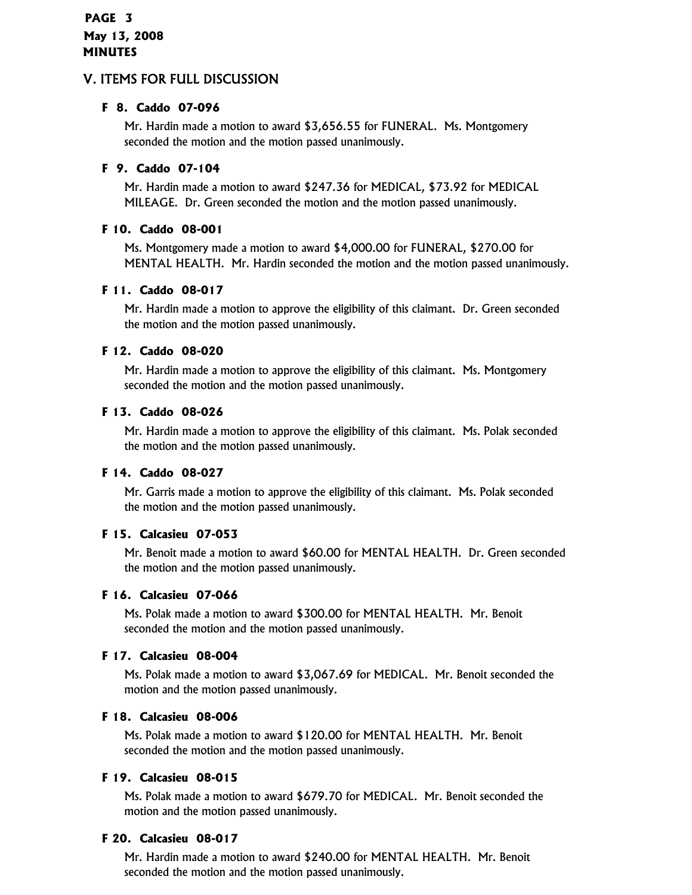## V. ITEMS FOR FULL DISCUSSION

### F 8. Caddo 07-096

Mr. Hardin made a motion to award $3,656.55 for FUNERAL. Ms. Montgomery seconded the motion and the motion passed unanimously.

### F 9. Caddo 07-104

Mr. Hardin made a motion to award $247.36 for MEDICAL, $73.92 for MEDICAL MILEAGE. Dr. Green seconded the motion and the motion passed unanimously.

### F 10. Caddo 08-001

Ms. Montgomery made a motion to award $4,000.00 for FUNERAL, $270.00 for MENTAL HEALTH. Mr. Hardin seconded the motion and the motion passed unanimously.

### F 11. Caddo 08-017

Mr. Hardin made a motion to approve the eligibility of this claimant. Dr. Green seconded the motion and the motion passed unanimously.

### F 12. Caddo 08-020

Mr. Hardin made a motion to approve the eligibility of this claimant. Ms. Montgomery seconded the motion and the motion passed unanimously.

### F 13. Caddo 08-026

Mr. Hardin made a motion to approve the eligibility of this claimant. Ms. Polak seconded the motion and the motion passed unanimously.

### F 14. Caddo 08-027

Mr. Garris made a motion to approve the eligibility of this claimant. Ms. Polak seconded the motion and the motion passed unanimously.

### F 15. Calcasieu 07-053

Mr. Benoit made a motion to award $60.00 for MENTAL HEALTH. Dr. Green seconded the motion and the motion passed unanimously.

### F 16. Calcasieu 07-066

Ms. Polak made a motion to award $300.00 for MENTAL HEALTH. Mr. Benoit seconded the motion and the motion passed unanimously.

### F 17. Calcasieu 08-004

Ms. Polak made a motion to award $3,067.69 for MEDICAL. Mr. Benoit seconded the motion and the motion passed unanimously.

### F 18. Calcasieu 08-006

Ms. Polak made a motion to award $120.00 for MENTAL HEALTH. Mr. Benoit seconded the motion and the motion passed unanimously.

### F 19. Calcasieu 08-015

Ms. Polak made a motion to award $679.70 for MEDICAL. Mr. Benoit seconded the motion and the motion passed unanimously.

### F 20. Calcasieu 08-017

Mr. Hardin made a motion to award $240.00 for MENTAL HEALTH. Mr. Benoit seconded the motion and the motion passed unanimously.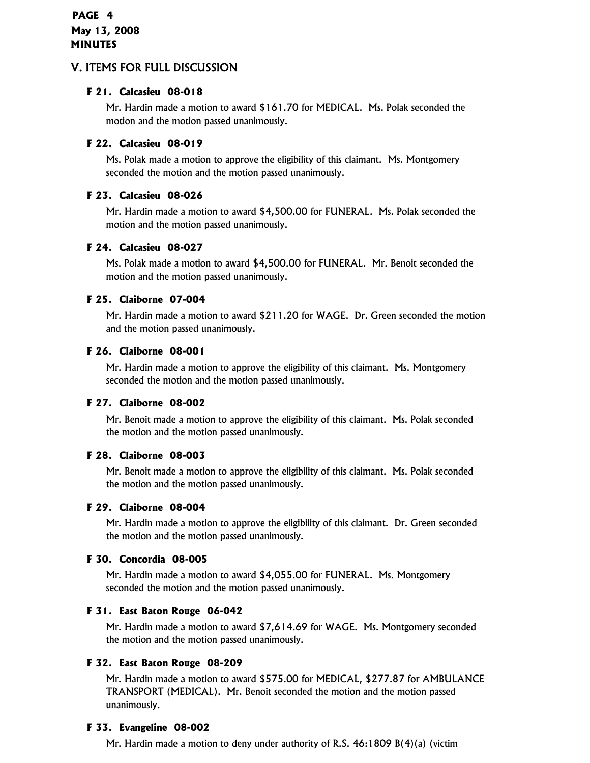## V. ITEMS FOR FULL DISCUSSION

### F 21. Calcasieu 08-018

Mr. Hardin made a motion to award $161.70 for MEDICAL. Ms. Polak seconded the motion and the motion passed unanimously.

### F 22. Calcasieu 08-019

Ms. Polak made a motion to approve the eligibility of this claimant. Ms. Montgomery seconded the motion and the motion passed unanimously.

### F 23. Calcasieu 08-026

Mr. Hardin made a motion to award $4,500.00 for FUNERAL. Ms. Polak seconded the motion and the motion passed unanimously.

### F 24. Calcasieu 08-027

Ms. Polak made a motion to award $4,500.00 for FUNERAL. Mr. Benoit seconded the motion and the motion passed unanimously.

### F 25. Claiborne 07-004

Mr. Hardin made a motion to award $211.20 for WAGE. Dr. Green seconded the motion and the motion passed unanimously.

### F 26. Claiborne 08-001

Mr. Hardin made a motion to approve the eligibility of this claimant. Ms. Montgomery seconded the motion and the motion passed unanimously.

### F 27. Claiborne 08-002

Mr. Benoit made a motion to approve the eligibility of this claimant. Ms. Polak seconded the motion and the motion passed unanimously.

### F 28. Claiborne 08-003

Mr. Benoit made a motion to approve the eligibility of this claimant. Ms. Polak seconded the motion and the motion passed unanimously.

### F 29. Claiborne 08-004

Mr. Hardin made a motion to approve the eligibility of this claimant. Dr. Green seconded the motion and the motion passed unanimously.

### F 30. Concordia 08-005

Mr. Hardin made a motion to award $4,055.00 for FUNERAL. Ms. Montgomery seconded the motion and the motion passed unanimously.

### F 31. East Baton Rouge 06-042

Mr. Hardin made a motion to award $7,614.69 for WAGE. Ms. Montgomery seconded the motion and the motion passed unanimously.

### F 32. East Baton Rouge 08-209

Mr. Hardin made a motion to award $575.00 for MEDICAL, $277.87 for AMBULANCE TRANSPORT (MEDICAL). Mr. Benoit seconded the motion and the motion passed unanimously.

### F 33. Evangeline 08-002

Mr. Hardin made a motion to deny under authority of R.S. 46:1809 B(4)(a) (victim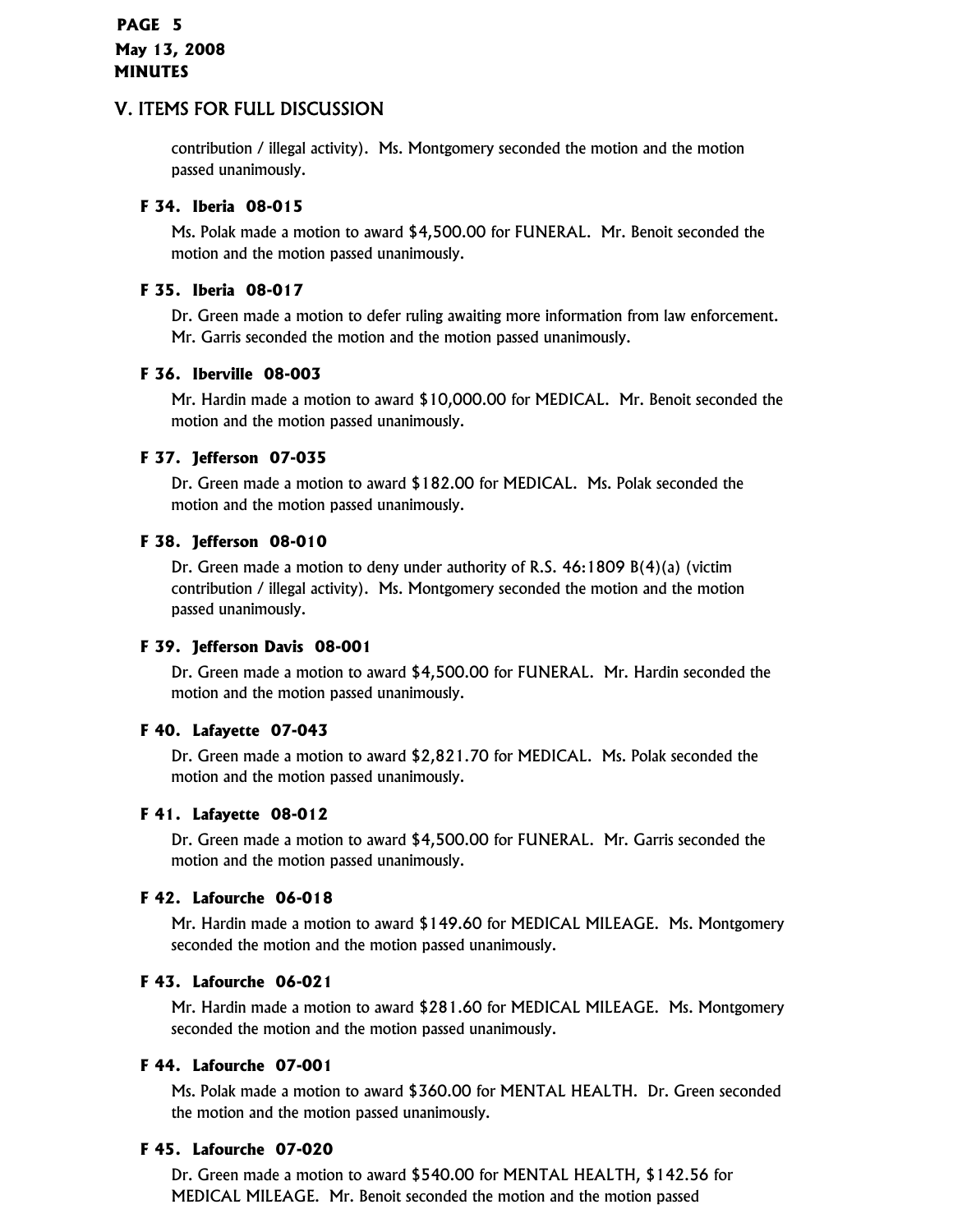## V. ITEMS FOR FULL DISCUSSION

contribution / illegal activity). Ms. Montgomery seconded the motion and the motion passed unanimously.

**F 34. Iberia 08-015**

Ms. Polak made a motion to award $4,500.00 for FUNERAL. Mr. Benoit seconded the motion and the motion passed unanimously.

**F 35. Iberia 08-017**

Dr. Green made a motion to defer ruling awaiting more information from law enforcement. Mr. Garris seconded the motion and the motion passed unanimously.

**F 36. Iberville 08-003**

Mr. Hardin made a motion to award $10,000.00 for MEDICAL. Mr. Benoit seconded the motion and the motion passed unanimously.

**F 37. Jefferson 07-035**

Dr. Green made a motion to award $182.00 for MEDICAL. Ms. Polak seconded the motion and the motion passed unanimously.

**F 38. Jefferson 08-010**

Dr. Green made a motion to deny under authority of R.S. 46:1809 B(4)(a) (victim contribution / illegal activity). Ms. Montgomery seconded the motion and the motion passed unanimously.

**F 39. Jefferson Davis 08-001**

Dr. Green made a motion to award $4,500.00 for FUNERAL. Mr. Hardin seconded the motion and the motion passed unanimously.

**F 40. Lafayette 07-043**

Dr. Green made a motion to award $2,821.70 for MEDICAL. Ms. Polak seconded the motion and the motion passed unanimously.

**F 41. Lafayette 08-012**

Dr. Green made a motion to award $4,500.00 for FUNERAL. Mr. Garris seconded the motion and the motion passed unanimously.

**F 42. Lafourche 06-018**

Mr. Hardin made a motion to award $149.60 for MEDICAL MILEAGE. Ms. Montgomery seconded the motion and the motion passed unanimously.

**F 43. Lafourche 06-021**

Mr. Hardin made a motion to award $281.60 for MEDICAL MILEAGE. Ms. Montgomery seconded the motion and the motion passed unanimously.

**F 44. Lafourche 07-001**

Ms. Polak made a motion to award $360.00 for MENTAL HEALTH. Dr. Green seconded the motion and the motion passed unanimously.

**F 45. Lafourche 07-020**

Dr. Green made a motion to award $540.00 for MENTAL HEALTH, $142.56 for MEDICAL MILEAGE. Mr. Benoit seconded the motion and the motion passed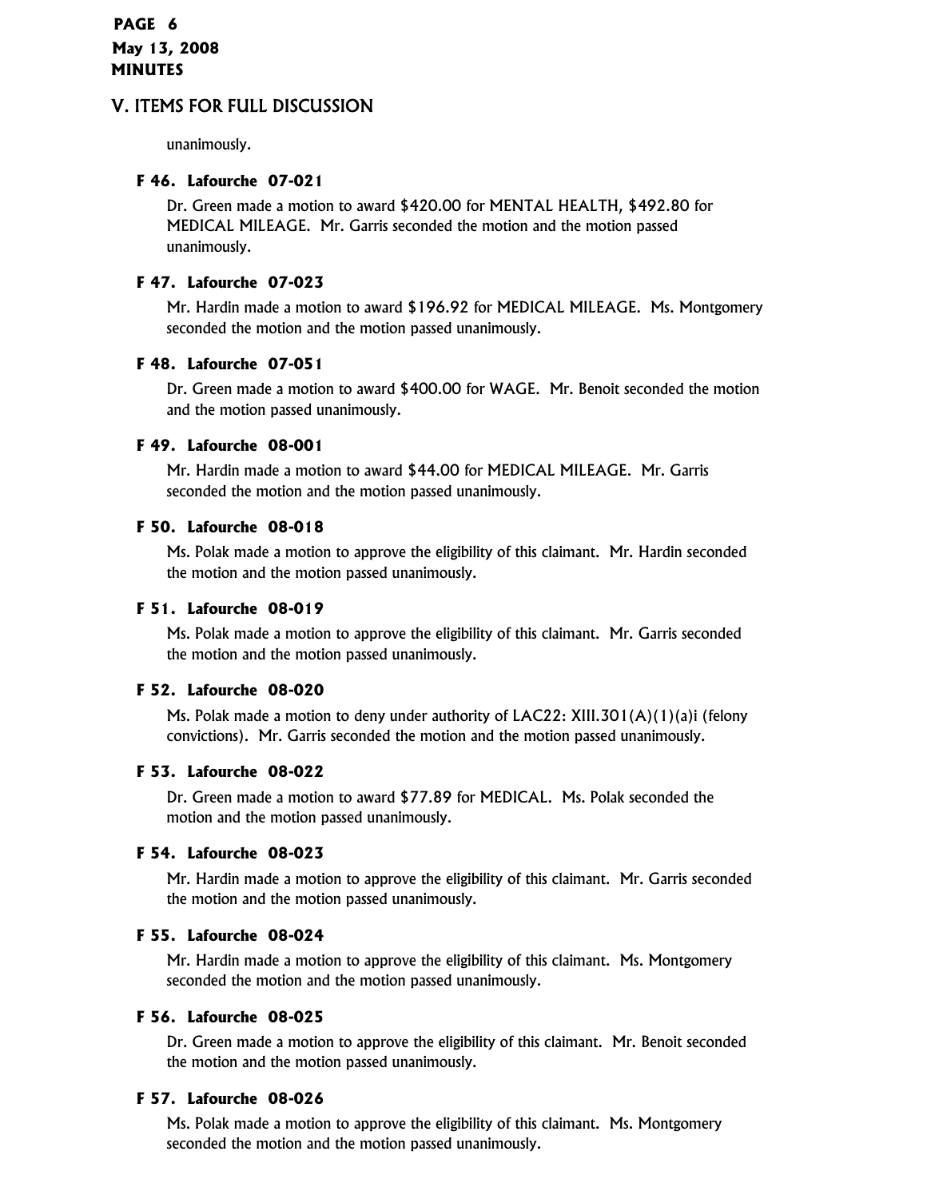## V. ITEMS FOR FULL DISCUSSION

unanimously.

### F 46. Lafourche 07-021

Dr. Green made a motion to award $420.00 for MENTAL HEALTH, $492.80 for MEDICAL MILEAGE. Mr. Garris seconded the motion and the motion passed unanimously.

### F 47. Lafourche 07-023

Mr. Hardin made a motion to award $196.92 for MEDICAL MILEAGE. Ms. Montgomery seconded the motion and the motion passed unanimously.

### F 48. Lafourche 07-051

Dr. Green made a motion to award $400.00 for WAGE. Mr. Benoit seconded the motion and the motion passed unanimously.

### F 49. Lafourche 08-001

Mr. Hardin made a motion to award $44.00 for MEDICAL MILEAGE. Mr. Garris seconded the motion and the motion passed unanimously.

### F 50. Lafourche 08-018

Ms. Polak made a motion to approve the eligibility of this claimant. Mr. Hardin seconded the motion and the motion passed unanimously.

### F 51. Lafourche 08-019

Ms. Polak made a motion to approve the eligibility of this claimant. Mr. Garris seconded the motion and the motion passed unanimously.

### F 52. Lafourche 08-020

Ms. Polak made a motion to deny under authority of LAC22: XIII.301(A)(1)(a)i (felony convictions). Mr. Garris seconded the motion and the motion passed unanimously.

### F 53. Lafourche 08-022

Dr. Green made a motion to award $77.89 for MEDICAL. Ms. Polak seconded the motion and the motion passed unanimously.

### F 54. Lafourche 08-023

Mr. Hardin made a motion to approve the eligibility of this claimant. Mr. Garris seconded the motion and the motion passed unanimously.

### F 55. Lafourche 08-024

Mr. Hardin made a motion to approve the eligibility of this claimant. Ms. Montgomery seconded the motion and the motion passed unanimously.

### F 56. Lafourche 08-025

Dr. Green made a motion to approve the eligibility of this claimant. Mr. Benoit seconded the motion and the motion passed unanimously.

### F 57. Lafourche 08-026

Ms. Polak made a motion to approve the eligibility of this claimant. Ms. Montgomery seconded the motion and the motion passed unanimously.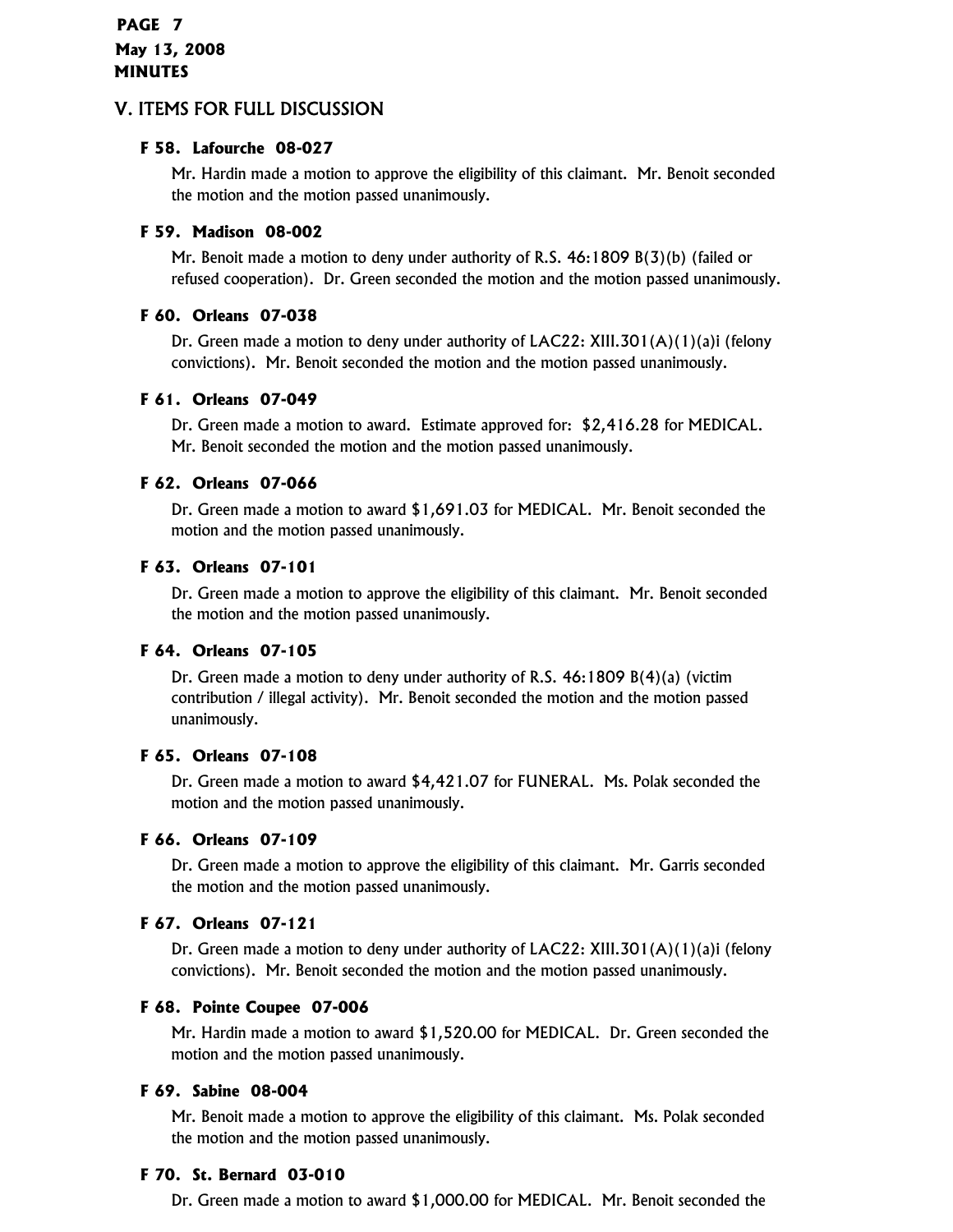## V. ITEMS FOR FULL DISCUSSION

**F 58. Lafourche 08-027**

Mr. Hardin made a motion to approve the eligibility of this claimant. Mr. Benoit seconded the motion and the motion passed unanimously.

**F 59. Madison 08-002**

Mr. Benoit made a motion to deny under authority of R.S. 46:1809 B(3)(b) (failed or refused cooperation). Dr. Green seconded the motion and the motion passed unanimously.

**F 60. Orleans 07-038**

Dr. Green made a motion to deny under authority of LAC22: XIII.301(A)(1)(a)i (felony convictions). Mr. Benoit seconded the motion and the motion passed unanimously.

**F 61. Orleans 07-049**

Dr. Green made a motion to award. Estimate approved for: $2,416.28 for MEDICAL. Mr. Benoit seconded the motion and the motion passed unanimously.

**F 62. Orleans 07-066**

Dr. Green made a motion to award $1,691.03 for MEDICAL. Mr. Benoit seconded the motion and the motion passed unanimously.

**F 63. Orleans 07-101**

Dr. Green made a motion to approve the eligibility of this claimant. Mr. Benoit seconded the motion and the motion passed unanimously.

**F 64. Orleans 07-105**

Dr. Green made a motion to deny under authority of R.S. 46:1809 B(4)(a) (victim contribution / illegal activity). Mr. Benoit seconded the motion and the motion passed unanimously.

**F 65. Orleans 07-108**

Dr. Green made a motion to award $4,421.07 for FUNERAL. Ms. Polak seconded the motion and the motion passed unanimously.

**F 66. Orleans 07-109**

Dr. Green made a motion to approve the eligibility of this claimant. Mr. Garris seconded the motion and the motion passed unanimously.

**F 67. Orleans 07-121**

Dr. Green made a motion to deny under authority of LAC22: XIII.301(A)(1)(a)i (felony convictions). Mr. Benoit seconded the motion and the motion passed unanimously.

**F 68. Pointe Coupee 07-006**

Mr. Hardin made a motion to award $1,520.00 for MEDICAL. Dr. Green seconded the motion and the motion passed unanimously.

**F 69. Sabine 08-004**

Mr. Benoit made a motion to approve the eligibility of this claimant. Ms. Polak seconded the motion and the motion passed unanimously.

**F 70. St. Bernard 03-010**

Dr. Green made a motion to award $1,000.00 for MEDICAL. Mr. Benoit seconded the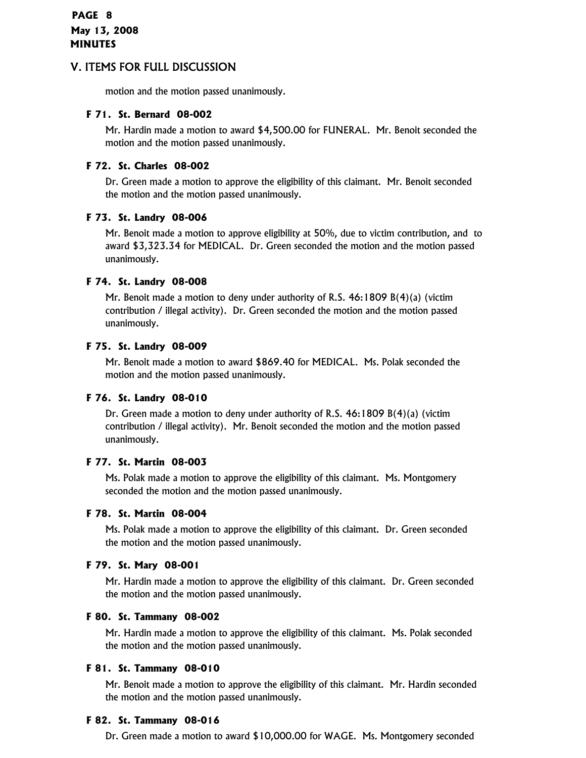## V. ITEMS FOR FULL DISCUSSION

motion and the motion passed unanimously.

**F 71. St. Bernard 08-002**

Mr. Hardin made a motion to award $4,500.00 for FUNERAL. Mr. Benoit seconded the motion and the motion passed unanimously.

**F 72. St. Charles 08-002**

Dr. Green made a motion to approve the eligibility of this claimant. Mr. Benoit seconded the motion and the motion passed unanimously.

**F 73. St. Landry 08-006**

Mr. Benoit made a motion to approve eligibility at 50%, due to victim contribution, and to award $3,323.34 for MEDICAL. Dr. Green seconded the motion and the motion passed unanimously.

**F 74. St. Landry 08-008**

Mr. Benoit made a motion to deny under authority of R.S. 46:1809 B(4)(a) (victim contribution / illegal activity). Dr. Green seconded the motion and the motion passed unanimously.

**F 75. St. Landry 08-009**

Mr. Benoit made a motion to award $869.40 for MEDICAL. Ms. Polak seconded the motion and the motion passed unanimously.

**F 76. St. Landry 08-010**

Dr. Green made a motion to deny under authority of R.S. 46:1809 B(4)(a) (victim contribution / illegal activity). Mr. Benoit seconded the motion and the motion passed unanimously.

**F 77. St. Martin 08-003**

Ms. Polak made a motion to approve the eligibility of this claimant. Ms. Montgomery seconded the motion and the motion passed unanimously.

**F 78. St. Martin 08-004**

Ms. Polak made a motion to approve the eligibility of this claimant. Dr. Green seconded the motion and the motion passed unanimously.

**F 79. St. Mary 08-001**

Mr. Hardin made a motion to approve the eligibility of this claimant. Dr. Green seconded the motion and the motion passed unanimously.

**F 80. St. Tammany 08-002**

Mr. Hardin made a motion to approve the eligibility of this claimant. Ms. Polak seconded the motion and the motion passed unanimously.

**F 81. St. Tammany 08-010**

Mr. Benoit made a motion to approve the eligibility of this claimant. Mr. Hardin seconded the motion and the motion passed unanimously.

**F 82. St. Tammany 08-016**

Dr. Green made a motion to award $10,000.00 for WAGE. Ms. Montgomery seconded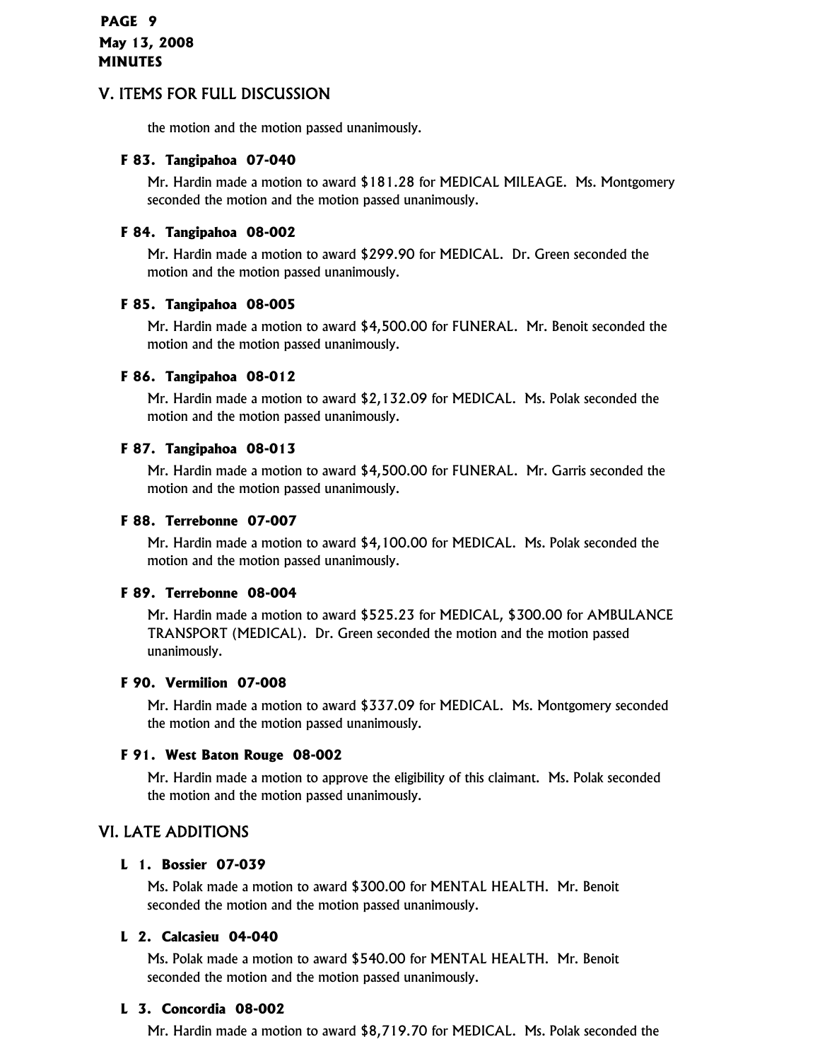## V. ITEMS FOR FULL DISCUSSION

the motion and the motion passed unanimously.

**F 83. Tangipahoa 07-040**

Mr. Hardin made a motion to award $181.28 for MEDICAL MILEAGE. Ms. Montgomery seconded the motion and the motion passed unanimously.

**F 84. Tangipahoa 08-002**

Mr. Hardin made a motion to award $299.90 for MEDICAL. Dr. Green seconded the motion and the motion passed unanimously.

**F 85. Tangipahoa 08-005**

Mr. Hardin made a motion to award $4,500.00 for FUNERAL. Mr. Benoit seconded the motion and the motion passed unanimously.

**F 86. Tangipahoa 08-012**

Mr. Hardin made a motion to award $2,132.09 for MEDICAL. Ms. Polak seconded the motion and the motion passed unanimously.

**F 87. Tangipahoa 08-013**

Mr. Hardin made a motion to award $4,500.00 for FUNERAL. Mr. Garris seconded the motion and the motion passed unanimously.

**F 88. Terrebonne 07-007**

Mr. Hardin made a motion to award $4,100.00 for MEDICAL. Ms. Polak seconded the motion and the motion passed unanimously.

**F 89. Terrebonne 08-004**

Mr. Hardin made a motion to award $525.23 for MEDICAL, $300.00 for AMBULANCE TRANSPORT (MEDICAL). Dr. Green seconded the motion and the motion passed unanimously.

**F 90. Vermilion 07-008**

Mr. Hardin made a motion to award $337.09 for MEDICAL. Ms. Montgomery seconded the motion and the motion passed unanimously.

**F 91. West Baton Rouge 08-002**

Mr. Hardin made a motion to approve the eligibility of this claimant. Ms. Polak seconded the motion and the motion passed unanimously.

## VI. LATE ADDITIONS

**L 1. Bossier 07-039**

Ms. Polak made a motion to award $300.00 for MENTAL HEALTH. Mr. Benoit seconded the motion and the motion passed unanimously.

**L 2. Calcasieu 04-040**

Ms. Polak made a motion to award $540.00 for MENTAL HEALTH. Mr. Benoit seconded the motion and the motion passed unanimously.

**L 3. Concordia 08-002**

Mr. Hardin made a motion to award $8,719.70 for MEDICAL. Ms. Polak seconded the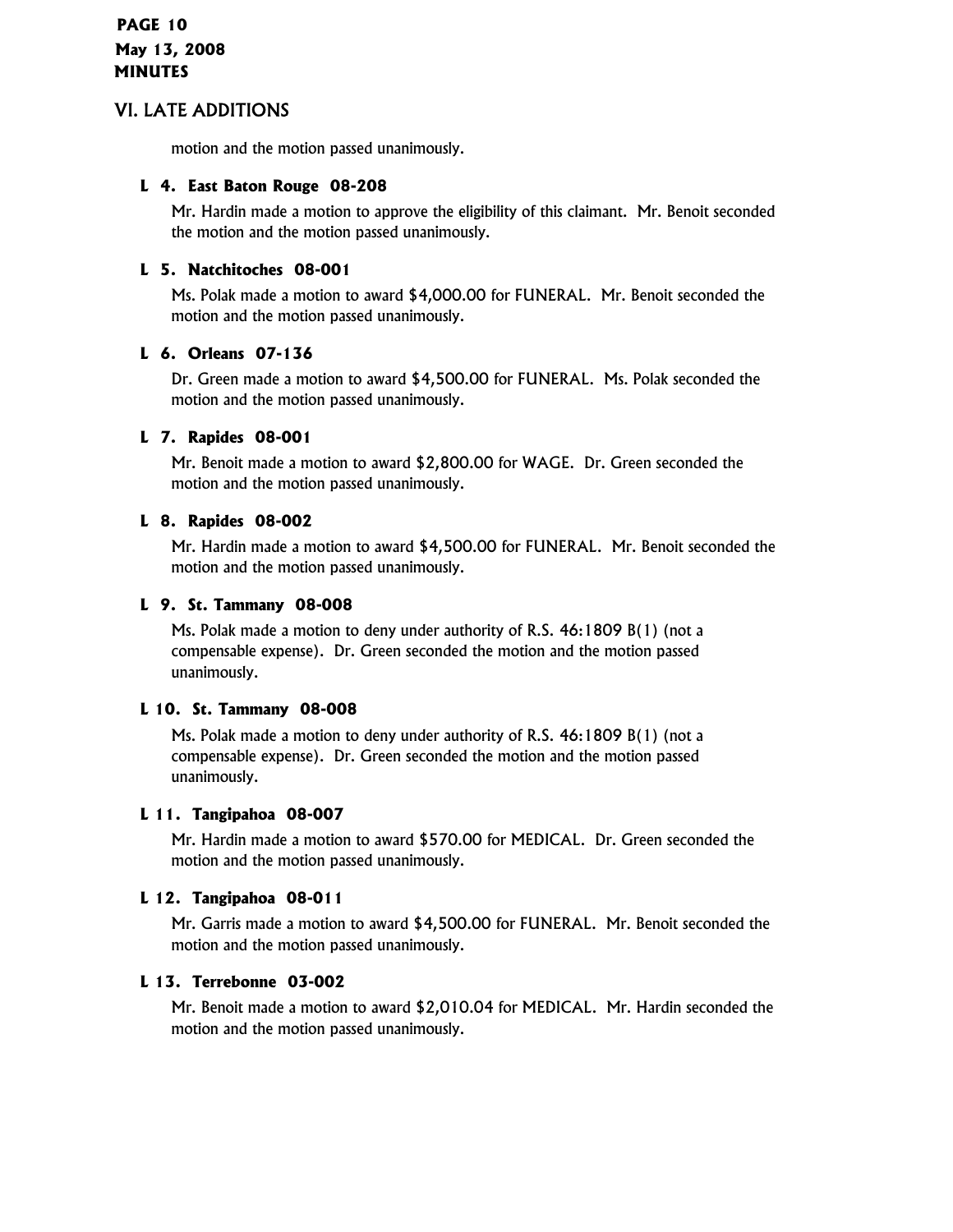## VI. LATE ADDITIONS

motion and the motion passed unanimously.

**L 4. East Baton Rouge 08-208**

Mr. Hardin made a motion to approve the eligibility of this claimant. Mr. Benoit seconded the motion and the motion passed unanimously.

**L 5. Natchitoches 08-001**

Ms. Polak made a motion to award $4,000.00 for FUNERAL. Mr. Benoit seconded the motion and the motion passed unanimously.

**L 6. Orleans 07-136**

Dr. Green made a motion to award $4,500.00 for FUNERAL. Ms. Polak seconded the motion and the motion passed unanimously.

**L 7. Rapides 08-001**

Mr. Benoit made a motion to award $2,800.00 for WAGE. Dr. Green seconded the motion and the motion passed unanimously.

**L 8. Rapides 08-002**

Mr. Hardin made a motion to award $4,500.00 for FUNERAL. Mr. Benoit seconded the motion and the motion passed unanimously.

**L 9. St. Tammany 08-008**

Ms. Polak made a motion to deny under authority of R.S. 46:1809 B(1) (not a compensable expense). Dr. Green seconded the motion and the motion passed unanimously.

**L 10. St. Tammany 08-008**

Ms. Polak made a motion to deny under authority of R.S. 46:1809 B(1) (not a compensable expense). Dr. Green seconded the motion and the motion passed unanimously.

**L 11. Tangipahoa 08-007**

Mr. Hardin made a motion to award $570.00 for MEDICAL. Dr. Green seconded the motion and the motion passed unanimously.

**L 12. Tangipahoa 08-011**

Mr. Garris made a motion to award $4,500.00 for FUNERAL. Mr. Benoit seconded the motion and the motion passed unanimously.

**L 13. Terrebonne 03-002**

Mr. Benoit made a motion to award $2,010.04 for MEDICAL. Mr. Hardin seconded the motion and the motion passed unanimously.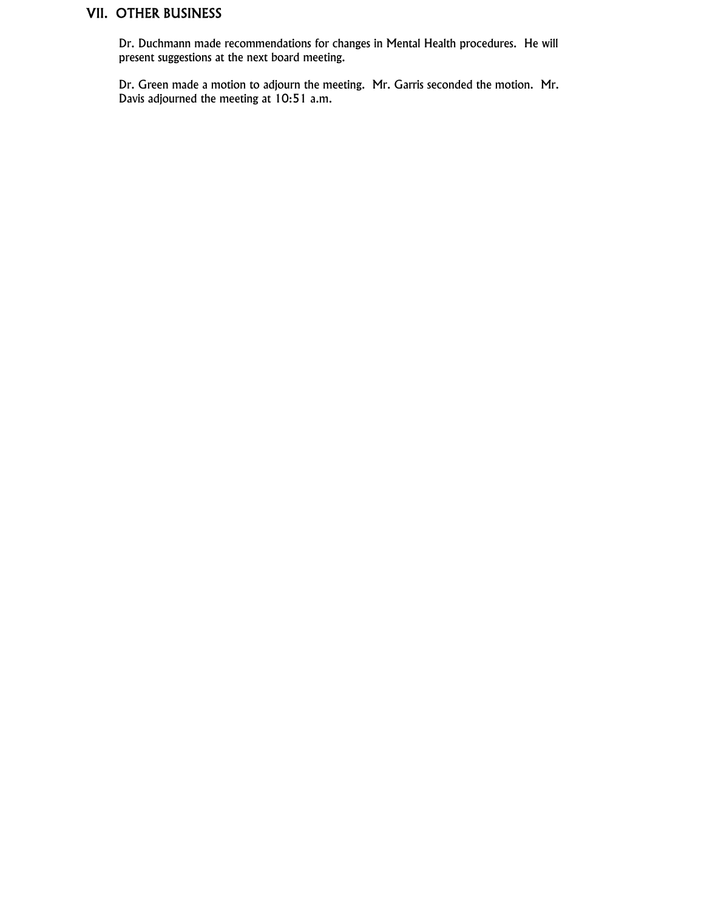## VII. OTHER BUSINESS

Dr. Duchmann made recommendations for changes in Mental Health procedures. He will present suggestions at the next board meeting.

Dr. Green made a motion to adjourn the meeting. Mr. Garris seconded the motion. Mr. Davis adjourned the meeting at 10:51 a.m.